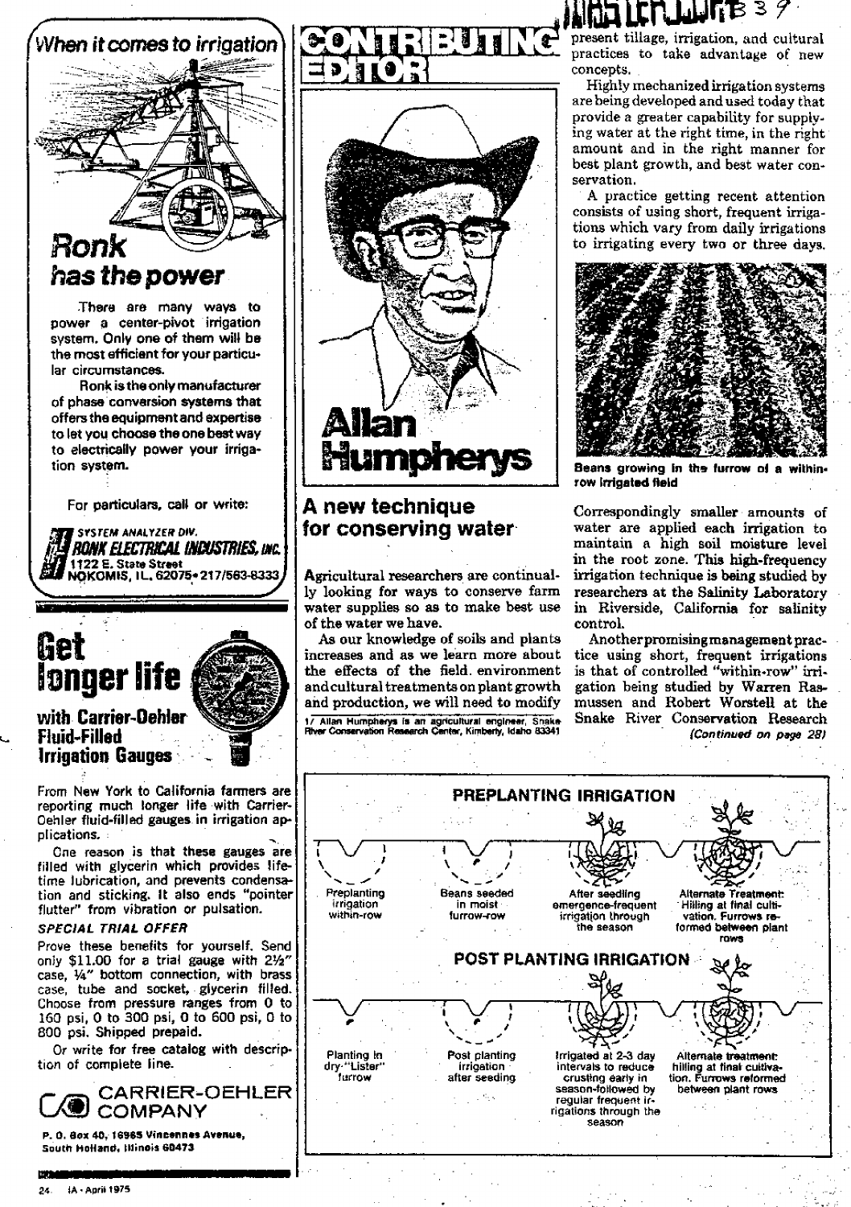## When it comes to irrigation

## Ronk has the power

There are many ways to power a center-pivot irrigation system. Only one of them will be the most efficient for your particular circumstances.

Ronk is the only manufacturer of phase conversion systems that offers the equipment and expertise to let you choose the one best way to electrically power your irrigation system.

For particulars, call or write:

SYSTEM ANALYZER DIV.
**RONK ELECTRICAL INDUSTRIES, INC.**
1122 E. State Street
NOKOMIS, IL. 62075 • 217/563-8333

## Get longer life

### with Carrier-Oehler Fluid-Filled Irrigation Gauges

From New York to California farmers are reporting much longer life with Carrier-Oehler fluid-filled gauges in irrigation applications.

One reason is that these gauges are filled with glycerin which provides lifetime lubrication, and prevents condensation and sticking. It also ends "pointer flutter" from vibration or pulsation.

*SPECIAL TRIAL OFFER*

Prove these benefits for yourself. Send only $11.00 for a trial gauge with 2½" case, ¼" bottom connection, with brass case, tube and socket, glycerin filled. Choose from pressure ranges from 0 to 160 psi, 0 to 300 psi, 0 to 600 psi, 0 to 800 psi. Shipped prepaid.

Or write for free catalog with description of complete line.

CARRIER-OEHLER COMPANY

P. O. Box 40, 16965 Vincennes Avenue, South Holland, Illinois 60473

# CONTRIBUTING EDITOR

## Allan Humpherys

## A new technique for conserving water

Agricultural researchers are continually looking for ways to conserve farm water supplies so as to make best use of the water we have.

As our knowledge of soils and plants increases and as we learn more about the effects of the field environment and cultural treatments on plant growth and production, we will need to modify present tillage, irrigation, and cultural practices to take advantage of new concepts.

Highly mechanized irrigation systems are being developed and used today that provide a greater capability for supplying water at the right time, in the right amount and in the right manner for best plant growth, and best water conservation.

A practice getting recent attention consists of using short, frequent irrigations which vary from daily irrigations to irrigating every two or three days.

Beans growing in the furrow of a within-row irrigated field

Correspondingly smaller amounts of water are applied each irrigation to maintain a high soil moisture level in the root zone. This high-frequency irrigation technique is being studied by researchers at the Salinity Laboratory in Riverside, California for salinity control.

Another promising management practice using short, frequent irrigations is that of controlled "within-row" irrigation being studied by Warren Rasmussen and Robert Worstell at the Snake River Conservation Research

*(Continued on page 28)*

1/ Allan Humpherys is an agricultural engineer, Snake River Conservation Research Center, Kimberly, Idaho 83341

**PREPLANTING IRRIGATION**

Preplanting irrigation within-row — Beans seeded in moist furrow-row — After seedling emergence-frequent irrigation through the season — Alternate Treatment: Hilling at final cultivation. Furrows reformed between plant rows

**POST PLANTING IRRIGATION**

Planting in dry "Lister" furrow — Post planting irrigation after seeding — Irrigated at 2-3 day intervals to reduce crusting early in season-followed by regular frequent irrigations through the season — Alternate treatment: hilling at final cultivation. Furrows reformed between plant rows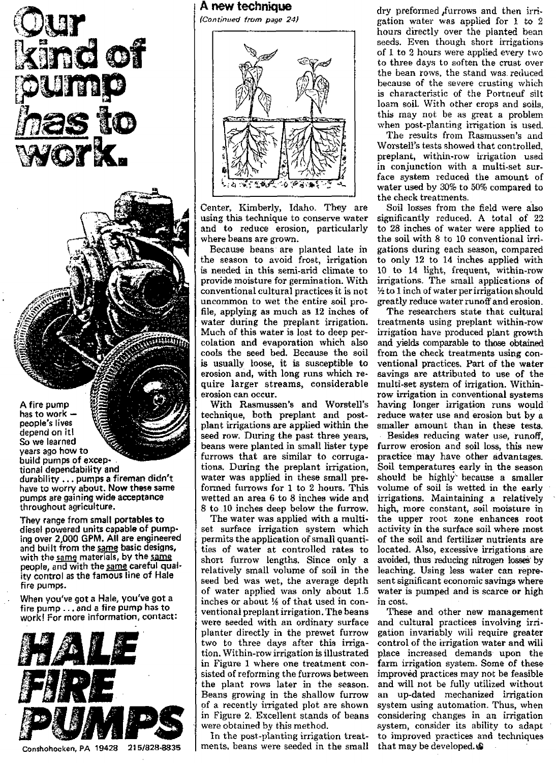# Our kind of pump *has* to work.

A fire pump has to work — people's lives depend on it! So we learned years ago how to build pumps of exceptional dependability and durability . . . pumps a fireman didn't have to worry about. Now these same pumps are gaining wide acceptance throughout agriculture.

They range from small portables to diesel powered units capable of pumping over 2,000 GPM. All are engineered and built from the same basic designs, with the same materials, by the same people, and with the same careful quality control as the famous line of Hale fire pumps.

When you've got a Hale, you've got a fire pump . . . and a fire pump has to work! For more information, contact:

**HALE FIRE PUMPS**

Conshohocken, PA 19428 215/828-8835

## A new technique

*(Continued from page 24)*

Center, Kimberly, Idaho. They are using this technique to conserve water and to reduce erosion, particularly where beans are grown.

Because beans are planted late in the season to avoid frost, irrigation is needed in this semi-arid climate to provide moisture for germination. With conventional cultural practices it is not uncommon to wet the entire soil profile, applying as much as 12 inches of water during the preplant irrigation. Much of this water is lost to deep percolation and evaporation which also cools the seed bed. Because the soil is usually loose, it is susceptible to erosion and, with long runs which require larger streams, considerable erosion can occur.

With Rasmussen's and Worstell's technique, both preplant and postplant irrigations are applied within the seed row. During the past three years, beans were planted in small lister type furrows that are similar to corrugations. During the preplant irrigation, water was applied in these small preformed furrows for 1 to 2 hours. This wetted an area 6 to 8 inches wide and 8 to 10 inches deep below the furrow.

The water was applied with a multiset surface irrigation system which permits the application of small quantities of water at controlled rates to short furrow lengths. Since only a relatively small volume of soil in the seed bed was wet, the average depth of water applied was only about 1.5 inches or about ⅛ of that used in conventional preplant irrigation. The beans were seeded with an ordinary surface planter directly in the prewet furrow two to three days after this irrigation. Within-row irrigation is illustrated in Figure 1 where one treatment consisted of reforming the furrows between the plant rows later in the season. Beans growing in the shallow furrow of a recently irrigated plot are shown in Figure 2. Excellent stands of beans were obtained by this method.

In the post-planting irrigation treatments, beans were seeded in the small dry preformed furrows and then irrigation water was applied for 1 to 2 hours directly over the planted bean seeds. Even though short irrigations of 1 to 2 hours were applied every two to three days to soften the crust over the bean rows, the stand was reduced because of the severe crusting which is characteristic of the Portneuf silt loam soil. With other crops and soils, this may not be as great a problem when post-planting irrigation is used.

The results from Rasmussen's and Worstell's tests showed that controlled, preplant, within-row irrigation used in conjunction with a multi-set surface system reduced the amount of water used by 30% to 50% compared to the check treatments.

Soil losses from the field were also significantly reduced. A total of 22 to 28 inches of water were applied to the soil with 8 to 10 conventional irrigations during each season, compared to only 12 to 14 inches applied with 10 to 14 light, frequent, within-row irrigations. The small applications of ½ to 1 inch of water per irrigation should greatly reduce water runoff and erosion.

The researchers state that cultural treatments using preplant within-row irrigation have produced plant growth and yields comparable to those obtained from the check treatments using conventional practices. Part of the water savings are attributed to use of the multi-set system of irrigation. Within-row irrigation in conventional systems having longer irrigation runs would reduce water use and erosion but by a smaller amount than in these tests.

Besides reducing water use, runoff, furrow erosion and soil loss, this new practice may have other advantages. Soil temperatures early in the season should be highly because a smaller volume of soil is wetted in the early irrigations. Maintaining a relatively high, more constant, soil moisture in the upper root zone enhances root activity in the surface soil where most of the soil and fertilizer nutrients are located. Also, excessive irrigations are avoided, thus reducing nitrogen losses by leaching. Using less water can represent significant economic savings where water is pumped and is scarce or high in cost.

These and other new management and cultural practices involving irrigation invariably will require greater control of the irrigation water and will place increased demands upon the farm irrigation system. Some of these improved practices may not be feasible and will not be fully utilized without an up-dated mechanized irrigation system using automation. Thus, when considering changes in an irrigation system, consider its ability to adapt to improved practices and techniques that may be developed.